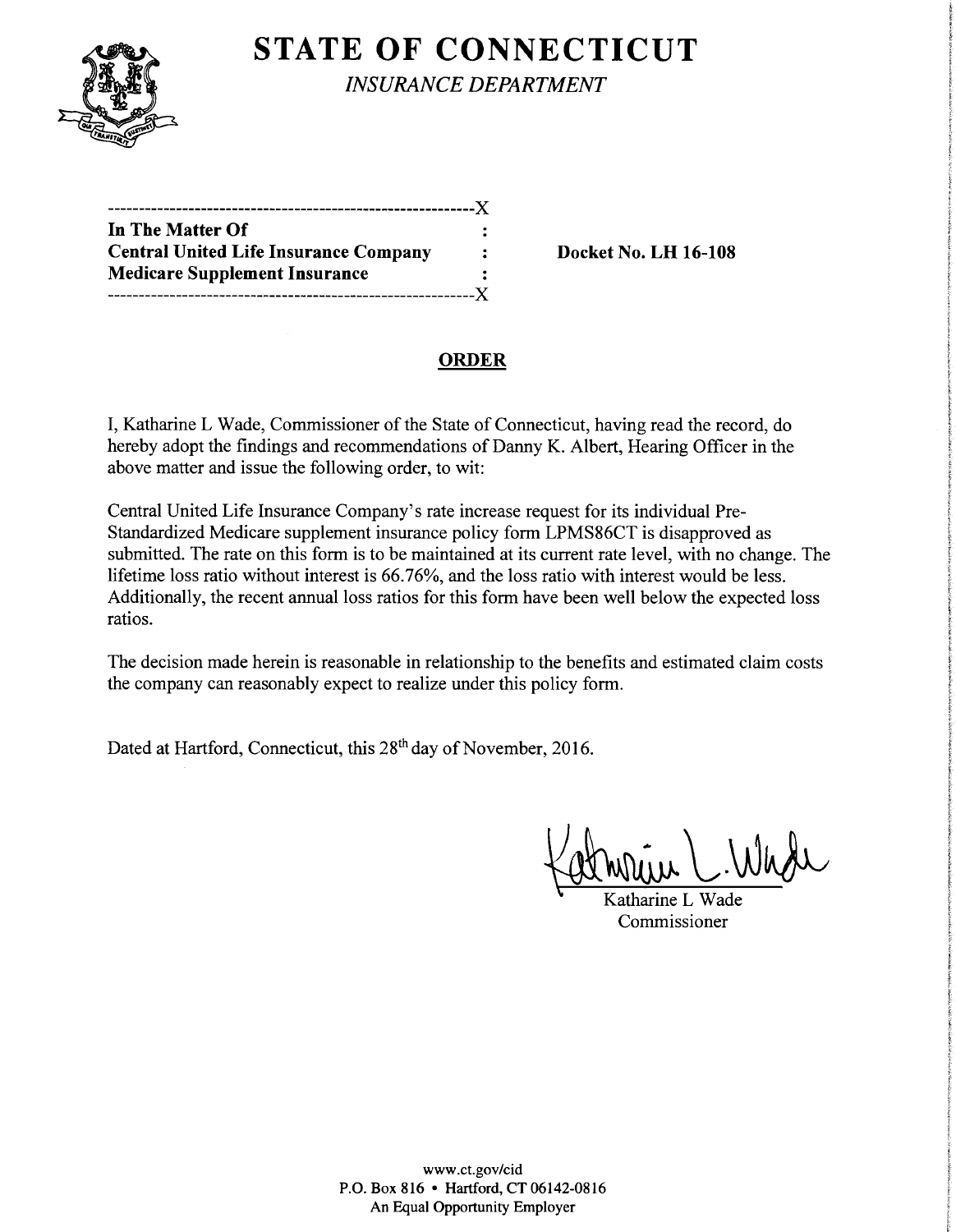# STATE OF CONNECTICUT

*INSURANCE DEPARTMENT*

```
----------------------------------------------------------X
In The Matter Of                                         :
Central United Life Insurance Company                    :        Docket No. LH 16-108
Medicare Supplement Insurance                            :
----------------------------------------------------------X
```

## ORDER

I, Katharine L Wade, Commissioner of the State of Connecticut, having read the record, do hereby adopt the findings and recommendations of Danny K. Albert, Hearing Officer in the above matter and issue the following order, to wit:

Central United Life Insurance Company's rate increase request for its individual Pre-Standardized Medicare supplement insurance policy form LPMS86CT is disapproved as submitted. The rate on this form is to be maintained at its current rate level, with no change. The lifetime loss ratio without interest is 66.76%, and the loss ratio with interest would be less. Additionally, the recent annual loss ratios for this form have been well below the expected loss ratios.

The decision made herein is reasonable in relationship to the benefits and estimated claim costs the company can reasonably expect to realize under this policy form.

Dated at Hartford, Connecticut, this 28th day of November, 2016.

Katharine L Wade
Commissioner

www.ct.gov/cid
P.O. Box 816 • Hartford, CT 06142-0816
An Equal Opportunity Employer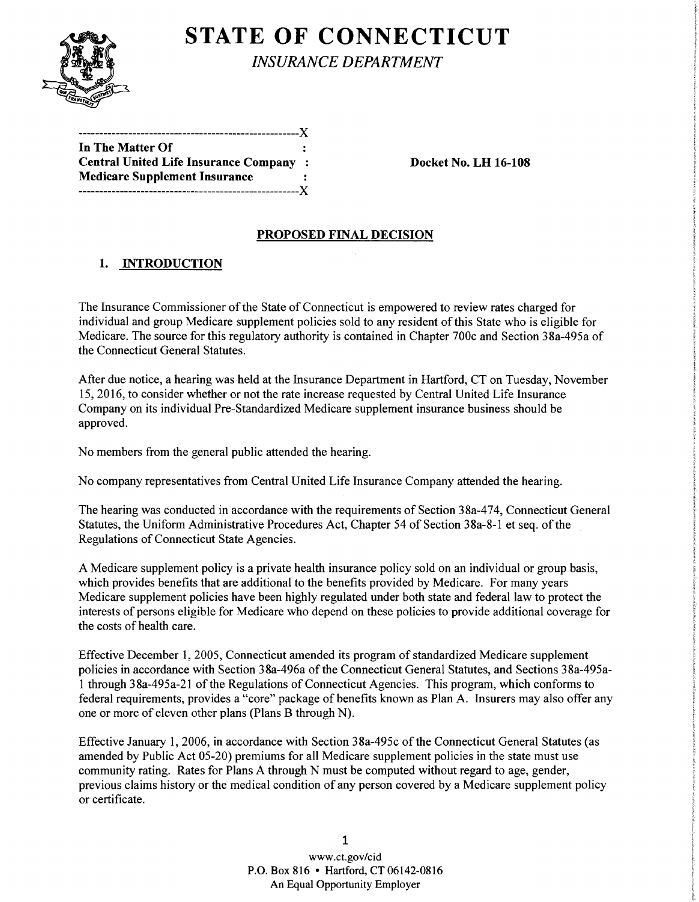# STATE OF CONNECTICUT

*INSURANCE DEPARTMENT*

```
----------------------------------------------------X
In The Matter Of                                    :
Central United Life Insurance Company               :
Medicare Supplement Insurance                       :
----------------------------------------------------X
```

**In The Matter Of**
**Central United Life Insurance Company**
**Medicare Supplement Insurance**

**Docket No. LH 16-108**

## PROPOSED FINAL DECISION

### 1. INTRODUCTION

The Insurance Commissioner of the State of Connecticut is empowered to review rates charged for individual and group Medicare supplement policies sold to any resident of this State who is eligible for Medicare. The source for this regulatory authority is contained in Chapter 700c and Section 38a-495a of the Connecticut General Statutes.

After due notice, a hearing was held at the Insurance Department in Hartford, CT on Tuesday, November 15, 2016, to consider whether or not the rate increase requested by Central United Life Insurance Company on its individual Pre-Standardized Medicare supplement insurance business should be approved.

No members from the general public attended the hearing.

No company representatives from Central United Life Insurance Company attended the hearing.

The hearing was conducted in accordance with the requirements of Section 38a-474, Connecticut General Statutes, the Uniform Administrative Procedures Act, Chapter 54 of Section 38a-8-1 et seq. of the Regulations of Connecticut State Agencies.

A Medicare supplement policy is a private health insurance policy sold on an individual or group basis, which provides benefits that are additional to the benefits provided by Medicare. For many years Medicare supplement policies have been highly regulated under both state and federal law to protect the interests of persons eligible for Medicare who depend on these policies to provide additional coverage for the costs of health care.

Effective December 1, 2005, Connecticut amended its program of standardized Medicare supplement policies in accordance with Section 38a-496a of the Connecticut General Statutes, and Sections 38a-495a-1 through 38a-495a-21 of the Regulations of Connecticut Agencies. This program, which conforms to federal requirements, provides a "core" package of benefits known as Plan A. Insurers may also offer any one or more of eleven other plans (Plans B through N).

Effective January 1, 2006, in accordance with Section 38a-495c of the Connecticut General Statutes (as amended by Public Act 05-20) premiums for all Medicare supplement policies in the state must use community rating. Rates for Plans A through N must be computed without regard to age, gender, previous claims history or the medical condition of any person covered by a Medicare supplement policy or certificate.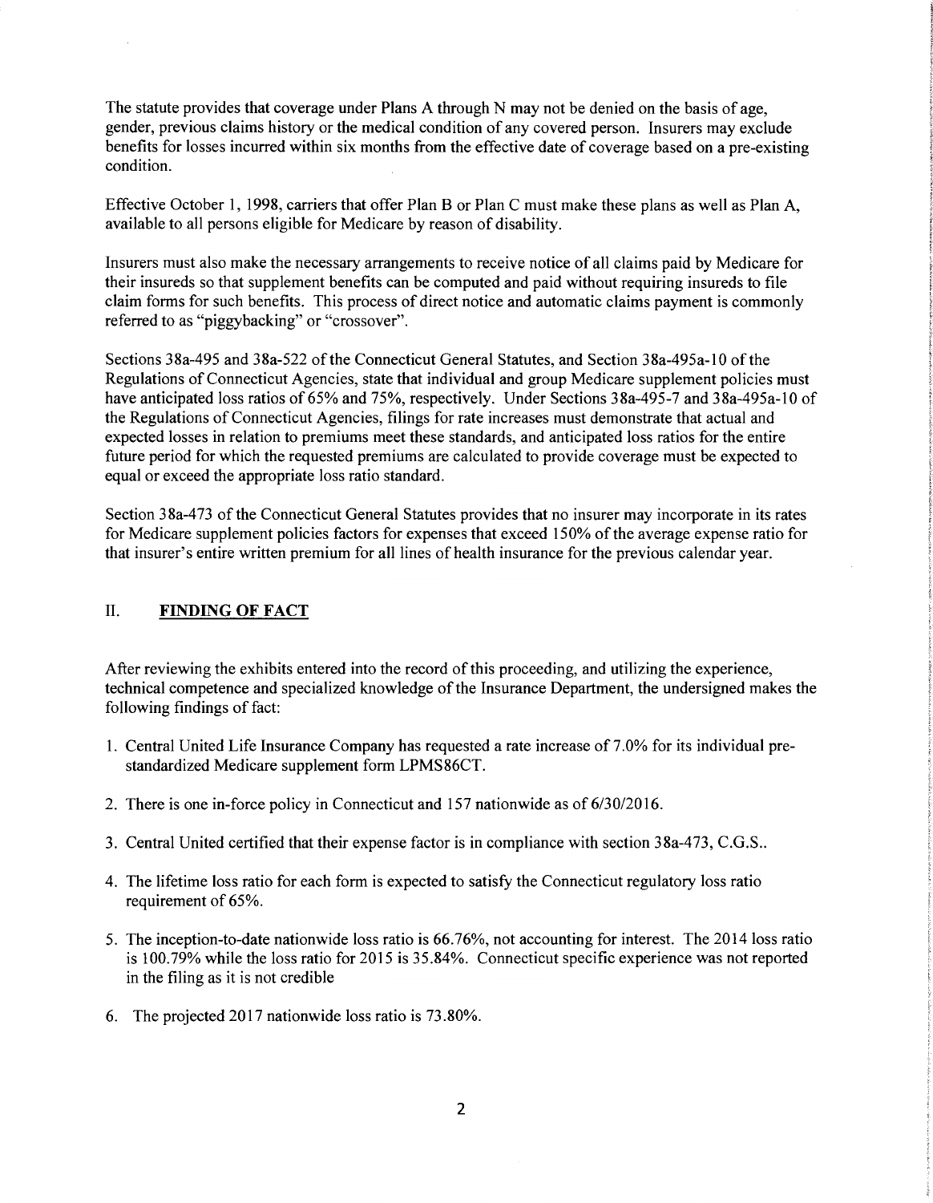The statute provides that coverage under Plans A through N may not be denied on the basis of age, gender, previous claims history or the medical condition of any covered person. Insurers may exclude benefits for losses incurred within six months from the effective date of coverage based on a pre-existing condition.

Effective October 1, 1998, carriers that offer Plan B or Plan C must make these plans as well as Plan A, available to all persons eligible for Medicare by reason of disability.

Insurers must also make the necessary arrangements to receive notice of all claims paid by Medicare for their insureds so that supplement benefits can be computed and paid without requiring insureds to file claim forms for such benefits. This process of direct notice and automatic claims payment is commonly referred to as "piggybacking" or "crossover".

Sections 38a-495 and 38a-522 of the Connecticut General Statutes, and Section 38a-495a-10 of the Regulations of Connecticut Agencies, state that individual and group Medicare supplement policies must have anticipated loss ratios of 65% and 75%, respectively. Under Sections 38a-495-7 and 38a-495a-10 of the Regulations of Connecticut Agencies, filings for rate increases must demonstrate that actual and expected losses in relation to premiums meet these standards, and anticipated loss ratios for the entire future period for which the requested premiums are calculated to provide coverage must be expected to equal or exceed the appropriate loss ratio standard.

Section 38a-473 of the Connecticut General Statutes provides that no insurer may incorporate in its rates for Medicare supplement policies factors for expenses that exceed 150% of the average expense ratio for that insurer's entire written premium for all lines of health insurance for the previous calendar year.

## II. **FINDING OF FACT**

After reviewing the exhibits entered into the record of this proceeding, and utilizing the experience, technical competence and specialized knowledge of the Insurance Department, the undersigned makes the following findings of fact:

1. Central United Life Insurance Company has requested a rate increase of 7.0% for its individual pre-standardized Medicare supplement form LPMS86CT.
2. There is one in-force policy in Connecticut and 157 nationwide as of 6/30/2016.
3. Central United certified that their expense factor is in compliance with section 38a-473, C.G.S..
4. The lifetime loss ratio for each form is expected to satisfy the Connecticut regulatory loss ratio requirement of 65%.
5. The inception-to-date nationwide loss ratio is 66.76%, not accounting for interest. The 2014 loss ratio is 100.79% while the loss ratio for 2015 is 35.84%. Connecticut specific experience was not reported in the filing as it is not credible
6. The projected 2017 nationwide loss ratio is 73.80%.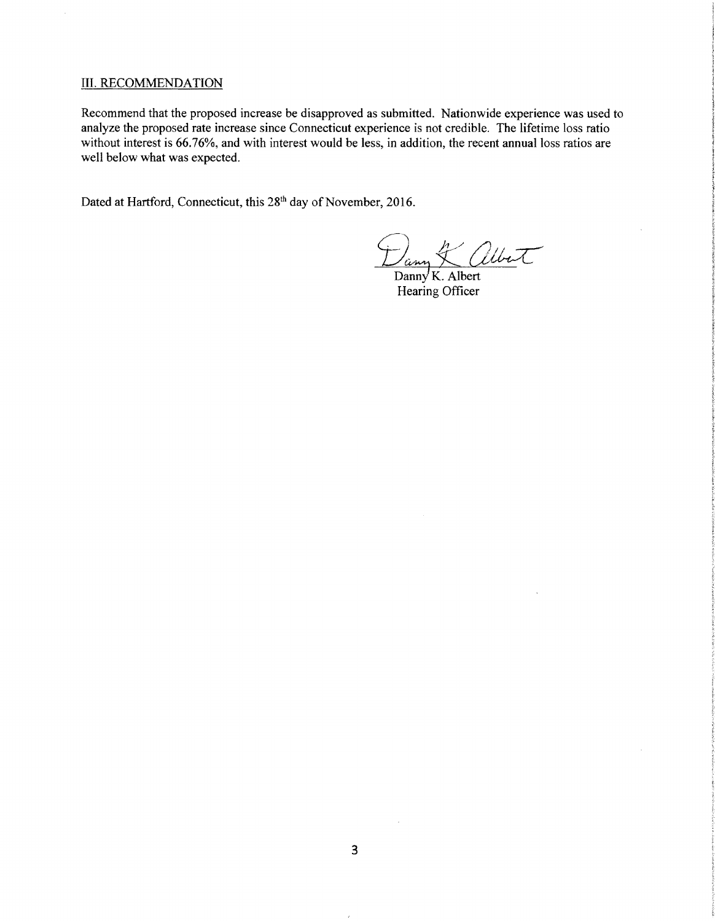## III. RECOMMENDATION

Recommend that the proposed increase be disapproved as submitted. Nationwide experience was used to analyze the proposed rate increase since Connecticut experience is not credible. The lifetime loss ratio without interest is 66.76%, and with interest would be less, in addition, the recent annual loss ratios are well below what was expected.

Dated at Hartford, Connecticut, this 28th day of November, 2016.

Danny K. Albert
Hearing Officer